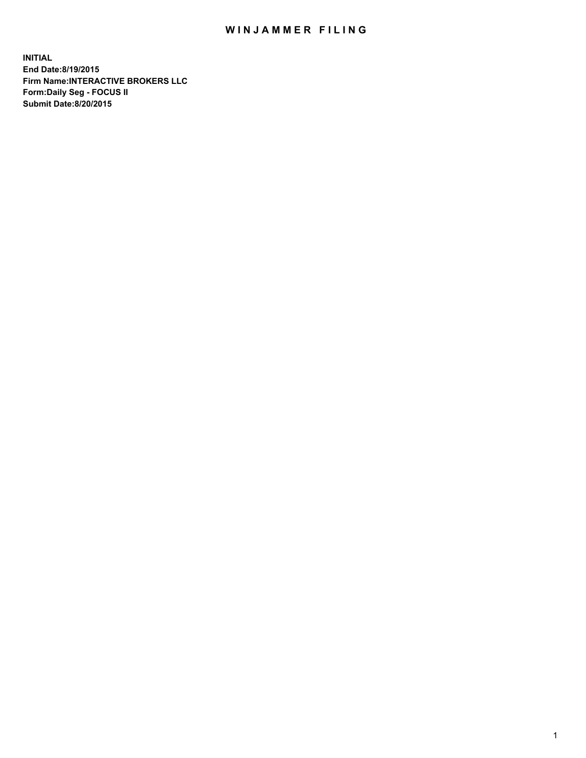# WINJAMMER FILING

**INITIAL**
**End Date:8/19/2015**
**Firm Name:INTERACTIVE BROKERS LLC**
**Form:Daily Seg - FOCUS II**
**Submit Date:8/20/2015**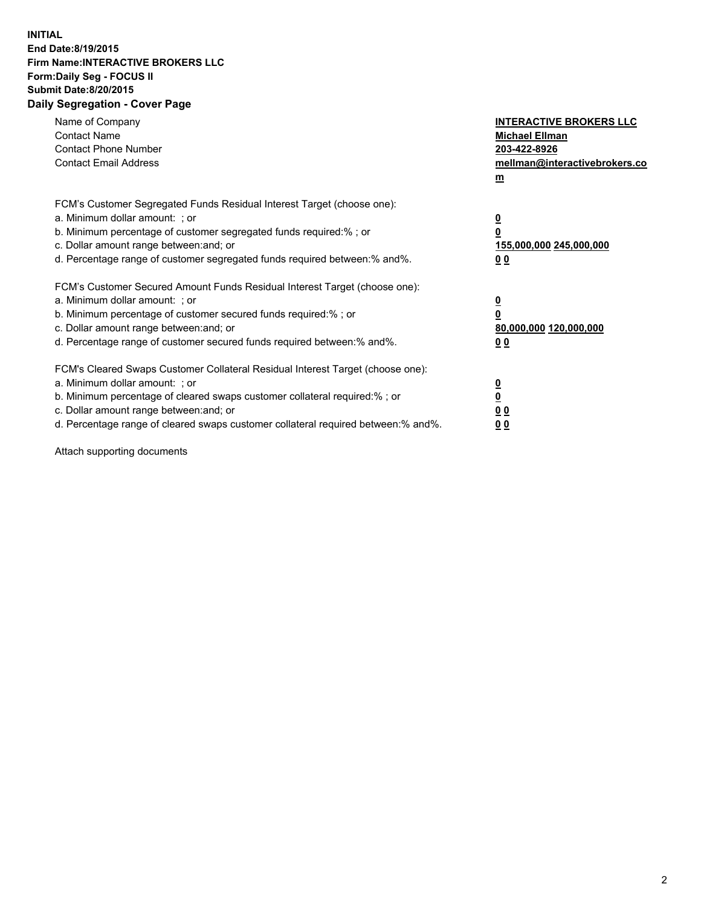**INITIAL**
**End Date:8/19/2015**
**Firm Name:INTERACTIVE BROKERS LLC**
**Form:Daily Seg - FOCUS II**
**Submit Date:8/20/2015**

## Daily Segregation - Cover Page

| | |
|---|---|
| Name of Company | **INTERACTIVE BROKERS LLC** |
| Contact Name | **Michael Ellman** |
| Contact Phone Number | **203-422-8926** |
| Contact Email Address | **mellman@interactivebrokers.com** |

| | |
|---|---|
| FCM's Customer Segregated Funds Residual Interest Target (choose one): | |
| a. Minimum dollar amount: ; or | **0** |
| b. Minimum percentage of customer segregated funds required:% ; or | **0** |
| c. Dollar amount range between:and; or | **155,000,000 245,000,000** |
| d. Percentage range of customer segregated funds required between:% and%. | **0 0** |
| FCM's Customer Secured Amount Funds Residual Interest Target (choose one): | |
| a. Minimum dollar amount: ; or | **0** |
| b. Minimum percentage of customer secured funds required:% ; or | **0** |
| c. Dollar amount range between:and; or | **80,000,000 120,000,000** |
| d. Percentage range of customer secured funds required between:% and%. | **0 0** |
| FCM's Cleared Swaps Customer Collateral Residual Interest Target (choose one): | |
| a. Minimum dollar amount: ; or | **0** |
| b. Minimum percentage of cleared swaps customer collateral required:% ; or | **0** |
| c. Dollar amount range between:and; or | **0 0** |
| d. Percentage range of cleared swaps customer collateral required between:% and%. | **0 0** |

Attach supporting documents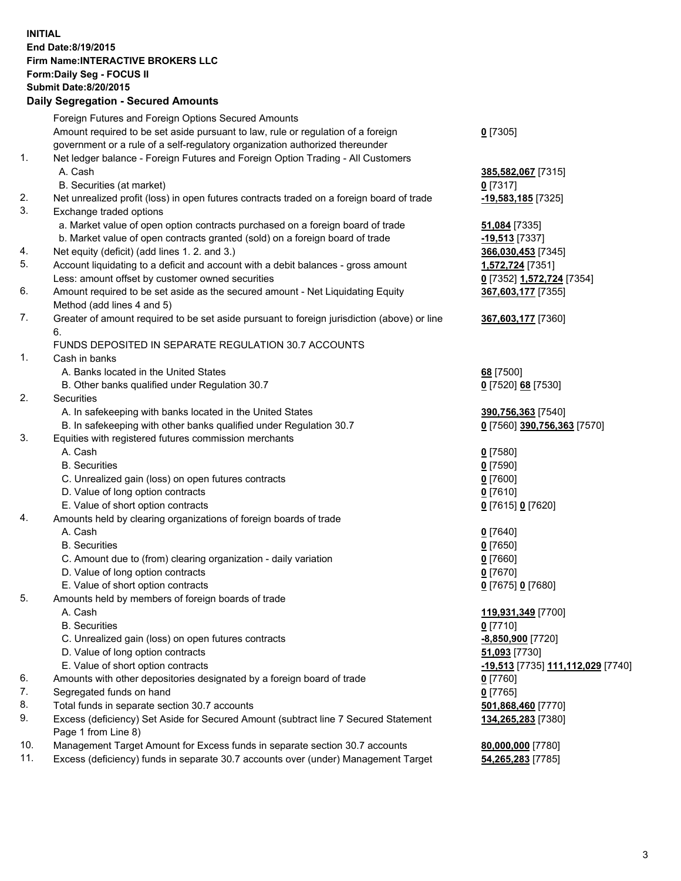**INITIAL**
**End Date:8/19/2015**
**Firm Name:INTERACTIVE BROKERS LLC**
**Form:Daily Seg - FOCUS II**
**Submit Date:8/20/2015**

## Daily Segregation - Secured Amounts

| | | |
|---|---|---|
| | Foreign Futures and Foreign Options Secured Amounts | |
| | Amount required to be set aside pursuant to law, rule or regulation of a foreign government or a rule of a self-regulatory organization authorized thereunder | **0** [7305] |
| 1. | Net ledger balance - Foreign Futures and Foreign Option Trading - All Customers | |
| | A. Cash | **385,582,067** [7315] |
| | B. Securities (at market) | **0** [7317] |
| 2. | Net unrealized profit (loss) in open futures contracts traded on a foreign board of trade | **-19,583,185** [7325] |
| 3. | Exchange traded options | |
| | a. Market value of open option contracts purchased on a foreign board of trade | **51,084** [7335] |
| | b. Market value of open contracts granted (sold) on a foreign board of trade | **-19,513** [7337] |
| 4. | Net equity (deficit) (add lines 1. 2. and 3.) | **366,030,453** [7345] |
| 5. | Account liquidating to a deficit and account with a debit balances - gross amount | **1,572,724** [7351] |
| | Less: amount offset by customer owned securities | **0** [7352] **1,572,724** [7354] |
| 6. | Amount required to be set aside as the secured amount - Net Liquidating Equity Method (add lines 4 and 5) | **367,603,177** [7355] |
| 7. | Greater of amount required to be set aside pursuant to foreign jurisdiction (above) or line 6. | **367,603,177** [7360] |
| | FUNDS DEPOSITED IN SEPARATE REGULATION 30.7 ACCOUNTS | |
| 1. | Cash in banks | |
| | A. Banks located in the United States | **68** [7500] |
| | B. Other banks qualified under Regulation 30.7 | **0** [7520] **68** [7530] |
| 2. | Securities | |
| | A. In safekeeping with banks located in the United States | **390,756,363** [7540] |
| | B. In safekeeping with other banks qualified under Regulation 30.7 | **0** [7560] **390,756,363** [7570] |
| 3. | Equities with registered futures commission merchants | |
| | A. Cash | **0** [7580] |
| | B. Securities | **0** [7590] |
| | C. Unrealized gain (loss) on open futures contracts | **0** [7600] |
| | D. Value of long option contracts | **0** [7610] |
| | E. Value of short option contracts | **0** [7615] **0** [7620] |
| 4. | Amounts held by clearing organizations of foreign boards of trade | |
| | A. Cash | **0** [7640] |
| | B. Securities | **0** [7650] |
| | C. Amount due to (from) clearing organization - daily variation | **0** [7660] |
| | D. Value of long option contracts | **0** [7670] |
| | E. Value of short option contracts | **0** [7675] **0** [7680] |
| 5. | Amounts held by members of foreign boards of trade | |
| | A. Cash | **119,931,349** [7700] |
| | B. Securities | **0** [7710] |
| | C. Unrealized gain (loss) on open futures contracts | **-8,850,900** [7720] |
| | D. Value of long option contracts | **51,093** [7730] |
| | E. Value of short option contracts | **-19,513** [7735] **111,112,029** [7740] |
| 6. | Amounts with other depositories designated by a foreign board of trade | **0** [7760] |
| 7. | Segregated funds on hand | **0** [7765] |
| 8. | Total funds in separate section 30.7 accounts | **501,868,460** [7770] |
| 9. | Excess (deficiency) Set Aside for Secured Amount (subtract line 7 Secured Statement Page 1 from Line 8) | **134,265,283** [7380] |
| 10. | Management Target Amount for Excess funds in separate section 30.7 accounts | **80,000,000** [7780] |
| 11. | Excess (deficiency) funds in separate 30.7 accounts over (under) Management Target | **54,265,283** [7785] |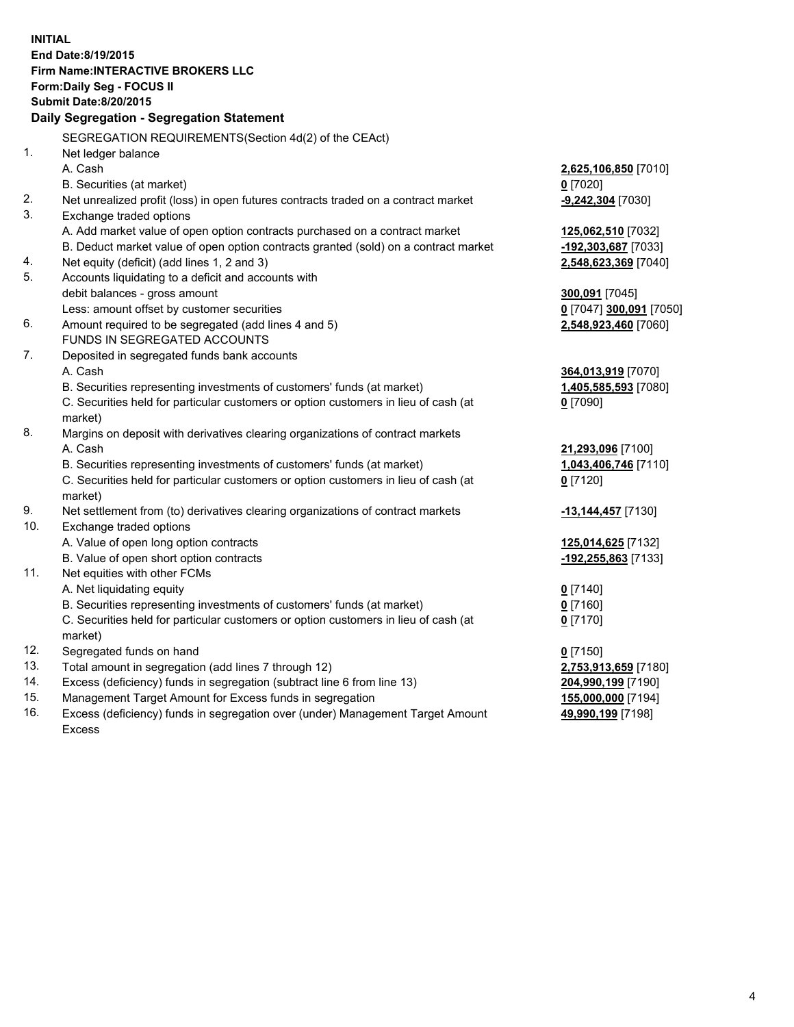**INITIAL**
**End Date:8/19/2015**
**Firm Name:INTERACTIVE BROKERS LLC**
**Form:Daily Seg - FOCUS II**
**Submit Date:8/20/2015**

**Daily Segregation - Segregation Statement**

| | | |
|---|---|---|
| | SEGREGATION REQUIREMENTS(Section 4d(2) of the CEAct) | |
| 1. | Net ledger balance | |
| | A. Cash | **2,625,106,850** [7010] |
| | B. Securities (at market) | **0** [7020] |
| 2. | Net unrealized profit (loss) in open futures contracts traded on a contract market | **-9,242,304** [7030] |
| 3. | Exchange traded options | |
| | A. Add market value of open option contracts purchased on a contract market | **125,062,510** [7032] |
| | B. Deduct market value of open option contracts granted (sold) on a contract market | **-192,303,687** [7033] |
| 4. | Net equity (deficit) (add lines 1, 2 and 3) | **2,548,623,369** [7040] |
| 5. | Accounts liquidating to a deficit and accounts with | |
| | debit balances - gross amount | **300,091** [7045] |
| | Less: amount offset by customer securities | **0** [7047] **300,091** [7050] |
| 6. | Amount required to be segregated (add lines 4 and 5) | **2,548,923,460** [7060] |
| | FUNDS IN SEGREGATED ACCOUNTS | |
| 7. | Deposited in segregated funds bank accounts | |
| | A. Cash | **364,013,919** [7070] |
| | B. Securities representing investments of customers' funds (at market) | **1,405,585,593** [7080] |
| | C. Securities held for particular customers or option customers in lieu of cash (at market) | **0** [7090] |
| 8. | Margins on deposit with derivatives clearing organizations of contract markets | |
| | A. Cash | **21,293,096** [7100] |
| | B. Securities representing investments of customers' funds (at market) | **1,043,406,746** [7110] |
| | C. Securities held for particular customers or option customers in lieu of cash (at market) | **0** [7120] |
| 9. | Net settlement from (to) derivatives clearing organizations of contract markets | **-13,144,457** [7130] |
| 10. | Exchange traded options | |
| | A. Value of open long option contracts | **125,014,625** [7132] |
| | B. Value of open short option contracts | **-192,255,863** [7133] |
| 11. | Net equities with other FCMs | |
| | A. Net liquidating equity | **0** [7140] |
| | B. Securities representing investments of customers' funds (at market) | **0** [7160] |
| | C. Securities held for particular customers or option customers in lieu of cash (at market) | **0** [7170] |
| 12. | Segregated funds on hand | **0** [7150] |
| 13. | Total amount in segregation (add lines 7 through 12) | **2,753,913,659** [7180] |
| 14. | Excess (deficiency) funds in segregation (subtract line 6 from line 13) | **204,990,199** [7190] |
| 15. | Management Target Amount for Excess funds in segregation | **155,000,000** [7194] |
| 16. | Excess (deficiency) funds in segregation over (under) Management Target Amount Excess | **49,990,199** [7198] |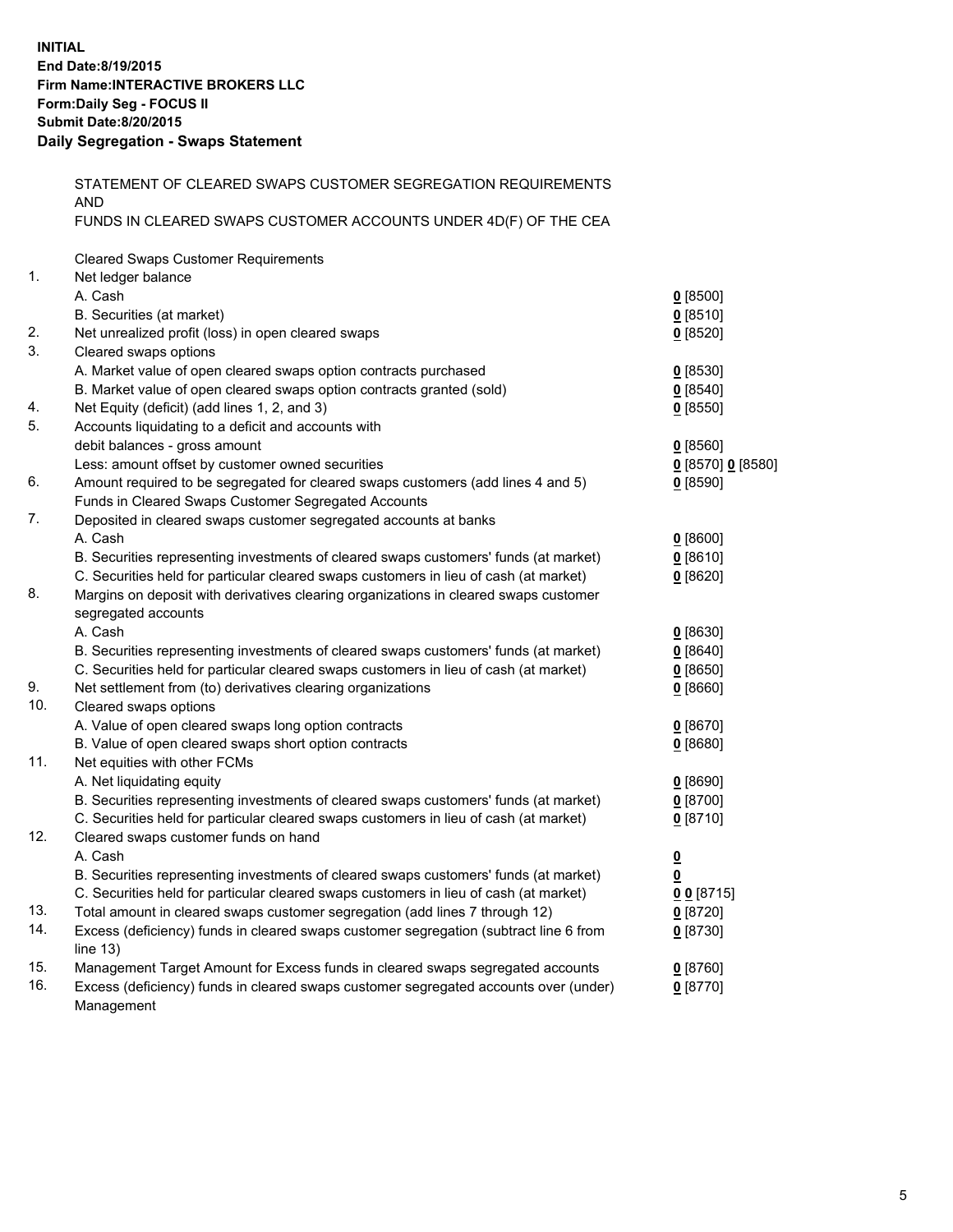**INITIAL**
**End Date:8/19/2015**
**Firm Name:INTERACTIVE BROKERS LLC**
**Form:Daily Seg - FOCUS II**
**Submit Date:8/20/2015**
**Daily Segregation - Swaps Statement**

STATEMENT OF CLEARED SWAPS CUSTOMER SEGREGATION REQUIREMENTS AND FUNDS IN CLEARED SWAPS CUSTOMER ACCOUNTS UNDER 4D(F) OF THE CEA

| | | |
|---|---|---|
| | Cleared Swaps Customer Requirements | |
| 1. | Net ledger balance | |
| | A. Cash | 0 [8500] |
| | B. Securities (at market) | 0 [8510] |
| 2. | Net unrealized profit (loss) in open cleared swaps | 0 [8520] |
| 3. | Cleared swaps options | |
| | A. Market value of open cleared swaps option contracts purchased | 0 [8530] |
| | B. Market value of open cleared swaps option contracts granted (sold) | 0 [8540] |
| 4. | Net Equity (deficit) (add lines 1, 2, and 3) | 0 [8550] |
| 5. | Accounts liquidating to a deficit and accounts with | |
| | debit balances - gross amount | 0 [8560] |
| | Less: amount offset by customer owned securities | 0 [8570] 0 [8580] |
| 6. | Amount required to be segregated for cleared swaps customers (add lines 4 and 5) | 0 [8590] |
| | Funds in Cleared Swaps Customer Segregated Accounts | |
| 7. | Deposited in cleared swaps customer segregated accounts at banks | |
| | A. Cash | 0 [8600] |
| | B. Securities representing investments of cleared swaps customers' funds (at market) | 0 [8610] |
| | C. Securities held for particular cleared swaps customers in lieu of cash (at market) | 0 [8620] |
| 8. | Margins on deposit with derivatives clearing organizations in cleared swaps customer segregated accounts | |
| | A. Cash | 0 [8630] |
| | B. Securities representing investments of cleared swaps customers' funds (at market) | 0 [8640] |
| | C. Securities held for particular cleared swaps customers in lieu of cash (at market) | 0 [8650] |
| 9. | Net settlement from (to) derivatives clearing organizations | 0 [8660] |
| 10. | Cleared swaps options | |
| | A. Value of open cleared swaps long option contracts | 0 [8670] |
| | B. Value of open cleared swaps short option contracts | 0 [8680] |
| 11. | Net equities with other FCMs | |
| | A. Net liquidating equity | 0 [8690] |
| | B. Securities representing investments of cleared swaps customers' funds (at market) | 0 [8700] |
| | C. Securities held for particular cleared swaps customers in lieu of cash (at market) | 0 [8710] |
| 12. | Cleared swaps customer funds on hand | |
| | A. Cash | 0 |
| | B. Securities representing investments of cleared swaps customers' funds (at market) | 0 |
| | C. Securities held for particular cleared swaps customers in lieu of cash (at market) | 0 0 [8715] |
| 13. | Total amount in cleared swaps customer segregation (add lines 7 through 12) | 0 [8720] |
| 14. | Excess (deficiency) funds in cleared swaps customer segregation (subtract line 6 from line 13) | 0 [8730] |
| 15. | Management Target Amount for Excess funds in cleared swaps segregated accounts | 0 [8760] |
| 16. | Excess (deficiency) funds in cleared swaps customer segregated accounts over (under) Management | 0 [8770] |